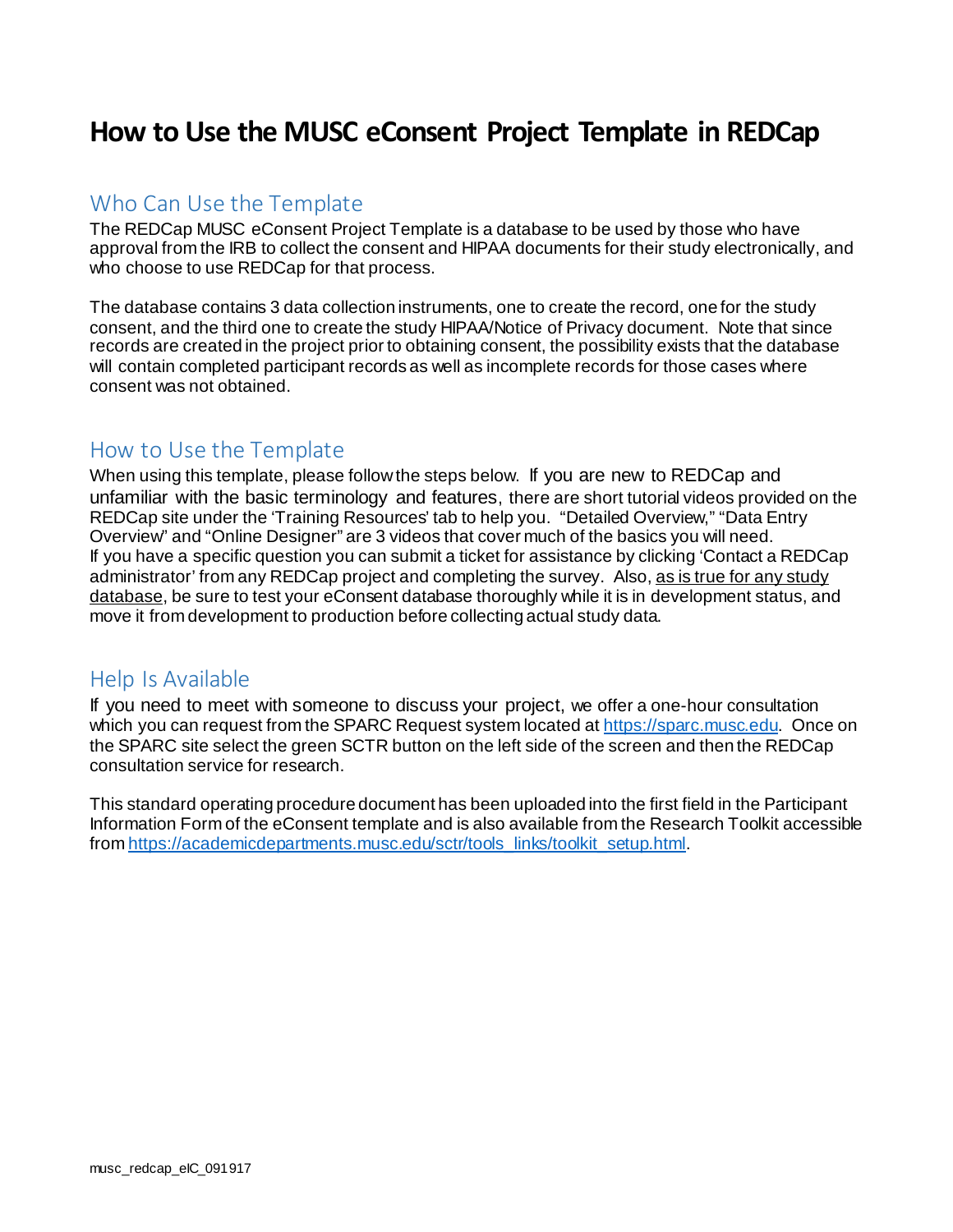# How to Use the MUSC eConsent Project Template in REDCap

## Who Can Use the Template

The REDCap MUSC eConsent Project Template is a database to be used by those who have approval from the IRB to collect the consent and HIPAA documents for their study electronically, and who choose to use REDCap for that process.

The database contains 3 data collection instruments, one to create the record, one for the study consent, and the third one to create the study HIPAA/Notice of Privacy document. Note that since records are created in the project prior to obtaining consent, the possibility exists that the database will contain completed participant records as well as incomplete records for those cases where consent was not obtained.

## How to Use the Template

When using this template, please follow the steps below. If you are new to REDCap and unfamiliar with the basic terminology and features, there are short tutorial videos provided on the REDCap site under the 'Training Resources' tab to help you. "Detailed Overview," "Data Entry Overview" and "Online Designer" are 3 videos that cover much of the basics you will need. If you have a specific question you can submit a ticket for assistance by clicking 'Contact a REDCap administrator' from any REDCap project and completing the survey. Also, <u>as is true for any study database</u>, be sure to test your eConsent database thoroughly while it is in development status, and move it from development to production before collecting actual study data.

## Help Is Available

If you need to meet with someone to discuss your project, we offer a one-hour consultation which you can request from the SPARC Request system located at [https://sparc.musc.edu](https://sparc.musc.edu). Once on the SPARC site select the green SCTR button on the left side of the screen and then the REDCap consultation service for research.

This standard operating procedure document has been uploaded into the first field in the Participant Information Form of the eConsent template and is also available from the Research Toolkit accessible from [https://academicdepartments.musc.edu/sctr/tools_links/toolkit_setup.html](https://academicdepartments.musc.edu/sctr/tools_links/toolkit_setup.html).

musc_redcap_eIC_091917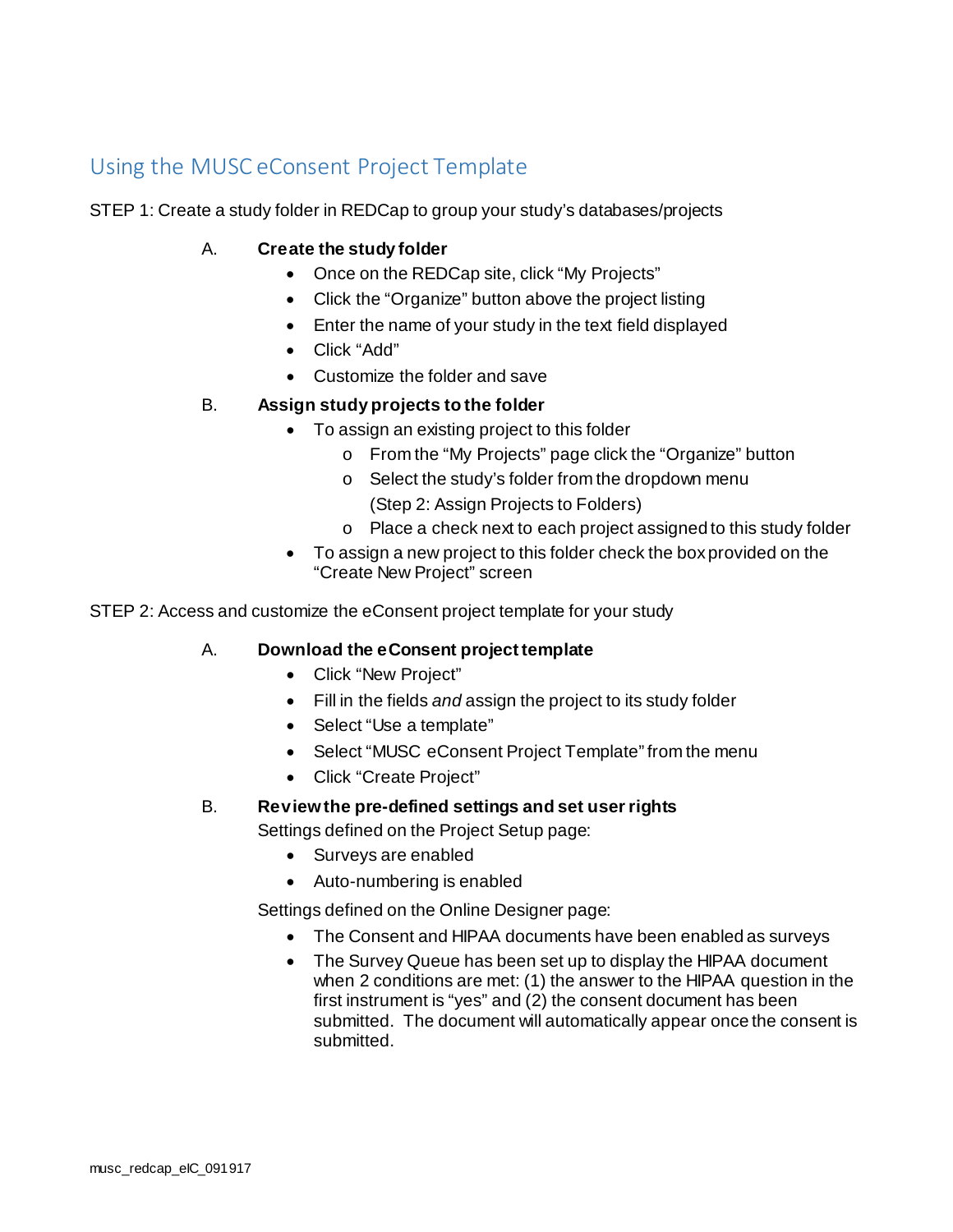## Using the MUSC eConsent Project Template

STEP 1: Create a study folder in REDCap to group your study's databases/projects

A. **Create the study folder**
   - Once on the REDCap site, click "My Projects"
   - Click the "Organize" button above the project listing
   - Enter the name of your study in the text field displayed
   - Click "Add"
   - Customize the folder and save

B. **Assign study projects to the folder**
   - To assign an existing project to this folder
     - From the "My Projects" page click the "Organize" button
     - Select the study's folder from the dropdown menu (Step 2: Assign Projects to Folders)
     - Place a check next to each project assigned to this study folder
   - To assign a new project to this folder check the box provided on the "Create New Project" screen

STEP 2: Access and customize the eConsent project template for your study

A. **Download the eConsent project template**
   - Click "New Project"
   - Fill in the fields *and* assign the project to its study folder
   - Select "Use a template"
   - Select "MUSC eConsent Project Template" from the menu
   - Click "Create Project"

B. **Review the pre-defined settings and set user rights**

   Settings defined on the Project Setup page:
   - Surveys are enabled
   - Auto-numbering is enabled

   Settings defined on the Online Designer page:
   - The Consent and HIPAA documents have been enabled as surveys
   - The Survey Queue has been set up to display the HIPAA document when 2 conditions are met: (1) the answer to the HIPAA question in the first instrument is "yes" and (2) the consent document has been submitted. The document will automatically appear once the consent is submitted.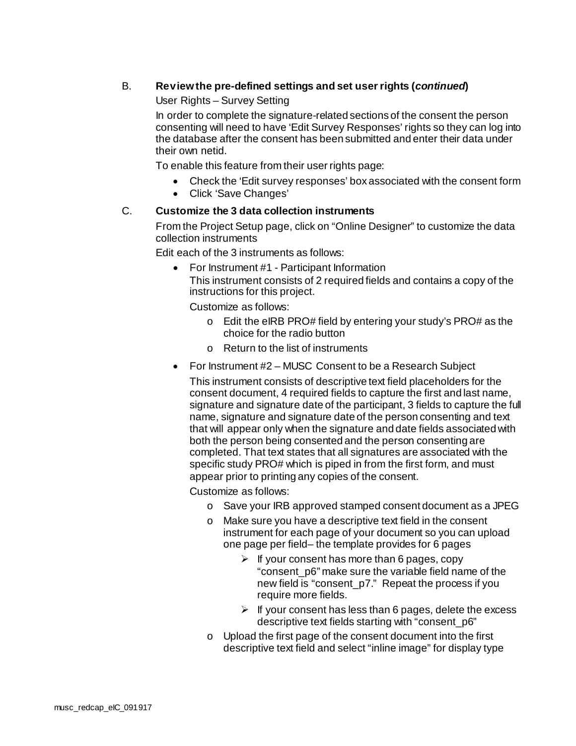B. **Review the pre-defined settings and set user rights (*continued*)**

User Rights – Survey Setting

In order to complete the signature-related sections of the consent the person consenting will need to have 'Edit Survey Responses' rights so they can log into the database after the consent has been submitted and enter their data under their own netid.

To enable this feature from their user rights page:

- Check the 'Edit survey responses' box associated with the consent form
- Click 'Save Changes'

C. **Customize the 3 data collection instruments**

From the Project Setup page, click on "Online Designer" to customize the data collection instruments

Edit each of the 3 instruments as follows:

- For Instrument #1 - Participant Information

  This instrument consists of 2 required fields and contains a copy of the instructions for this project.

  Customize as follows:

  - Edit the eIRB PRO# field by entering your study's PRO# as the choice for the radio button
  - Return to the list of instruments

- For Instrument #2 – MUSC Consent to be a Research Subject

  This instrument consists of descriptive text field placeholders for the consent document, 4 required fields to capture the first and last name, signature and signature date of the participant, 3 fields to capture the full name, signature and signature date of the person consenting and text that will appear only when the signature and date fields associated with both the person being consented and the person consenting are completed. That text states that all signatures are associated with the specific study PRO# which is piped in from the first form, and must appear prior to printing any copies of the consent.

  Customize as follows:

  - Save your IRB approved stamped consent document as a JPEG
  - Make sure you have a descriptive text field in the consent instrument for each page of your document so you can upload one page per field– the template provides for 6 pages
    - If your consent has more than 6 pages, copy "consent_p6" make sure the variable field name of the new field is "consent_p7." Repeat the process if you require more fields.
    - If your consent has less than 6 pages, delete the excess descriptive text fields starting with "consent_p6"
  - Upload the first page of the consent document into the first descriptive text field and select "inline image" for display type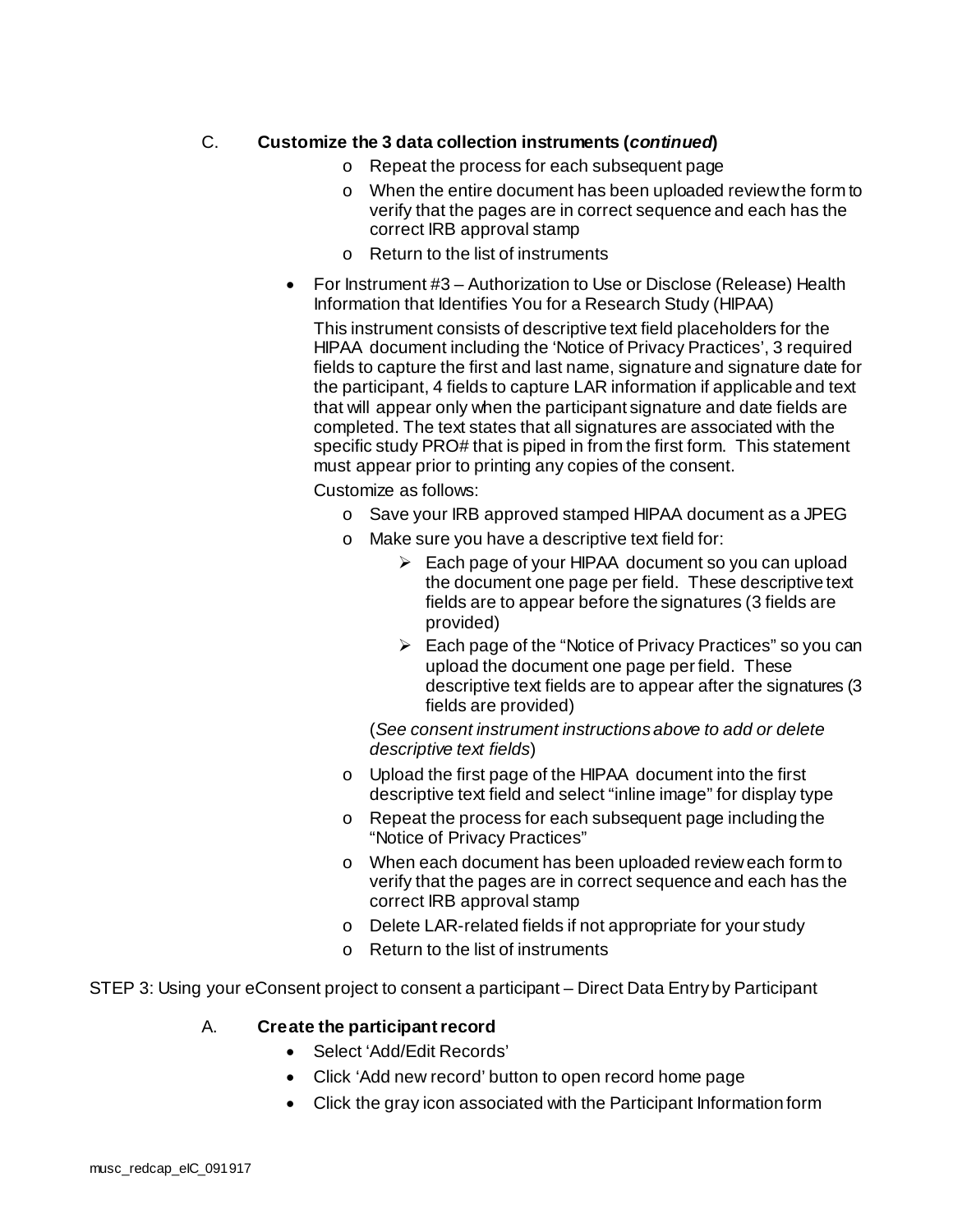C. **Customize the 3 data collection instruments (*continued*)**

- Repeat the process for each subsequent page
- When the entire document has been uploaded review the form to verify that the pages are in correct sequence and each has the correct IRB approval stamp
- Return to the list of instruments

- For Instrument #3 – Authorization to Use or Disclose (Release) Health Information that Identifies You for a Research Study (HIPAA)

  This instrument consists of descriptive text field placeholders for the HIPAA document including the 'Notice of Privacy Practices', 3 required fields to capture the first and last name, signature and signature date for the participant, 4 fields to capture LAR information if applicable and text that will appear only when the participant signature and date fields are completed. The text states that all signatures are associated with the specific study PRO# that is piped in from the first form. This statement must appear prior to printing any copies of the consent.

  Customize as follows:

  - Save your IRB approved stamped HIPAA document as a JPEG
  - Make sure you have a descriptive text field for:
    - Each page of your HIPAA document so you can upload the document one page per field. These descriptive text fields are to appear before the signatures (3 fields are provided)
    - Each page of the "Notice of Privacy Practices" so you can upload the document one page per field. These descriptive text fields are to appear after the signatures (3 fields are provided)

    (*See consent instrument instructions above to add or delete descriptive text fields*)
  - Upload the first page of the HIPAA document into the first descriptive text field and select "inline image" for display type
  - Repeat the process for each subsequent page including the "Notice of Privacy Practices"
  - When each document has been uploaded review each form to verify that the pages are in correct sequence and each has the correct IRB approval stamp
  - Delete LAR-related fields if not appropriate for your study
  - Return to the list of instruments

STEP 3: Using your eConsent project to consent a participant – Direct Data Entry by Participant

A. **Create the participant record**

- Select 'Add/Edit Records'
- Click 'Add new record' button to open record home page
- Click the gray icon associated with the Participant Information form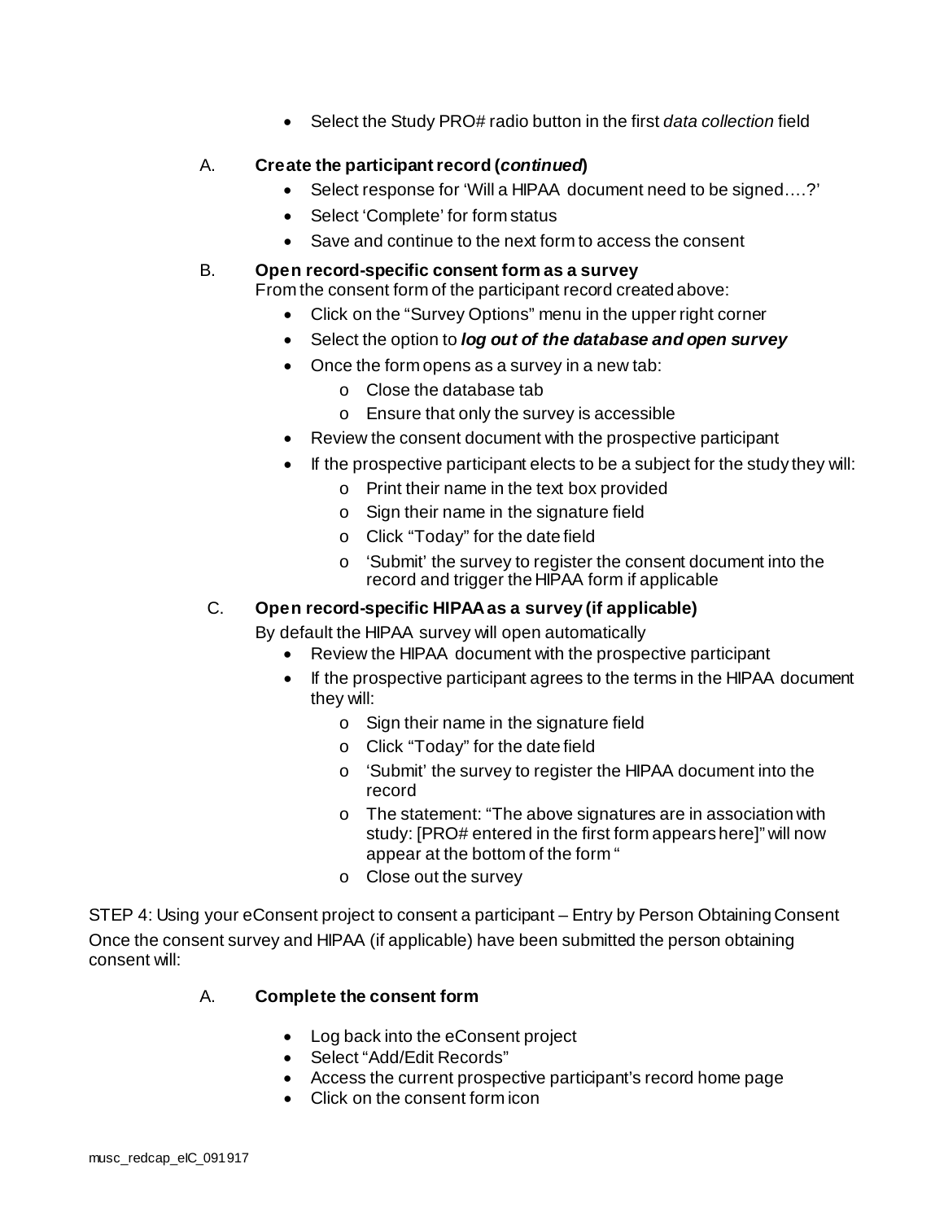- Select the Study PRO# radio button in the first *data collection* field

A. **Create the participant record (*continued*)**

- Select response for 'Will a HIPAA document need to be signed….?'
- Select 'Complete' for form status
- Save and continue to the next form to access the consent

B. **Open record-specific consent form as a survey**

From the consent form of the participant record created above:

- Click on the "Survey Options" menu in the upper right corner
- Select the option to ***log out of the database and open survey***
- Once the form opens as a survey in a new tab:
  - Close the database tab
  - Ensure that only the survey is accessible
- Review the consent document with the prospective participant
- If the prospective participant elects to be a subject for the study they will:
  - Print their name in the text box provided
  - Sign their name in the signature field
  - Click "Today" for the date field
  - 'Submit' the survey to register the consent document into the record and trigger the HIPAA form if applicable

C. **Open record-specific HIPAA as a survey (if applicable)**

By default the HIPAA survey will open automatically

- Review the HIPAA document with the prospective participant
- If the prospective participant agrees to the terms in the HIPAA document they will:
  - Sign their name in the signature field
  - Click "Today" for the date field
  - 'Submit' the survey to register the HIPAA document into the record
  - The statement: "The above signatures are in association with study: [PRO# entered in the first form appears here]" will now appear at the bottom of the form "
  - Close out the survey

STEP 4: Using your eConsent project to consent a participant – Entry by Person Obtaining Consent

Once the consent survey and HIPAA (if applicable) have been submitted the person obtaining consent will:

A. **Complete the consent form**

- Log back into the eConsent project
- Select "Add/Edit Records"
- Access the current prospective participant's record home page
- Click on the consent form icon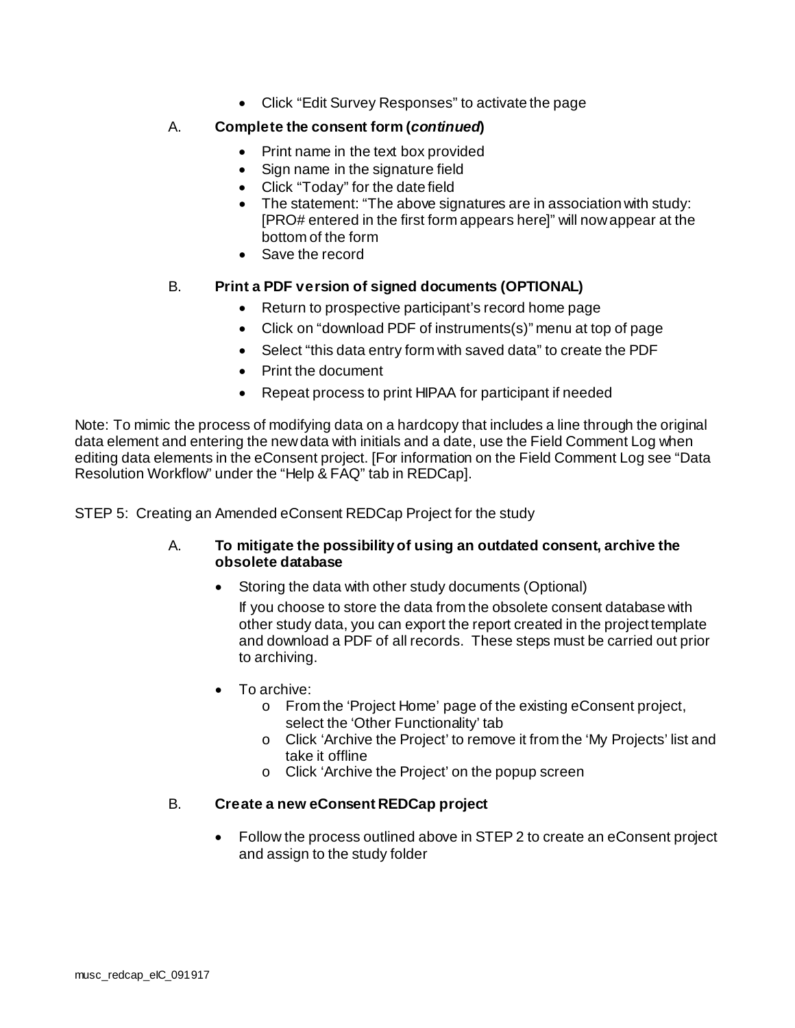- Click "Edit Survey Responses" to activate the page

A. **Complete the consent form (*continued*)**

- Print name in the text box provided
- Sign name in the signature field
- Click "Today" for the date field
- The statement: "The above signatures are in association with study: [PRO# entered in the first form appears here]" will now appear at the bottom of the form
- Save the record

B. **Print a PDF version of signed documents (OPTIONAL)**

- Return to prospective participant's record home page
- Click on "download PDF of instruments(s)" menu at top of page
- Select "this data entry form with saved data" to create the PDF
- Print the document
- Repeat process to print HIPAA for participant if needed

Note: To mimic the process of modifying data on a hardcopy that includes a line through the original data element and entering the new data with initials and a date, use the Field Comment Log when editing data elements in the eConsent project. [For information on the Field Comment Log see "Data Resolution Workflow" under the "Help & FAQ" tab in REDCap].

STEP 5: Creating an Amended eConsent REDCap Project for the study

A. **To mitigate the possibility of using an outdated consent, archive the obsolete database**

- Storing the data with other study documents (Optional)

  If you choose to store the data from the obsolete consent database with other study data, you can export the report created in the project template and download a PDF of all records. These steps must be carried out prior to archiving.

- To archive:
  - From the 'Project Home' page of the existing eConsent project, select the 'Other Functionality' tab
  - Click 'Archive the Project' to remove it from the 'My Projects' list and take it offline
  - Click 'Archive the Project' on the popup screen

B. **Create a new eConsent REDCap project**

- Follow the process outlined above in STEP 2 to create an eConsent project and assign to the study folder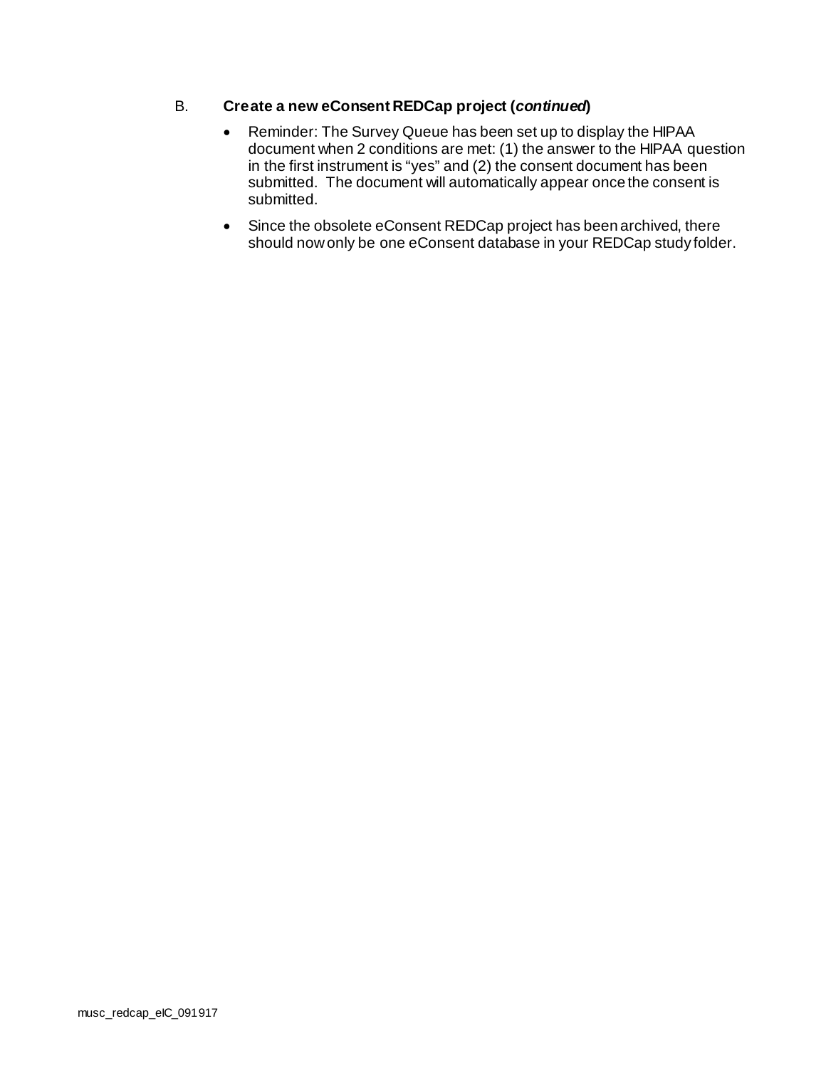### B. **Create a new eConsent REDCap project (*continued*)**

- Reminder: The Survey Queue has been set up to display the HIPAA document when 2 conditions are met: (1) the answer to the HIPAA question in the first instrument is "yes" and (2) the consent document has been submitted. The document will automatically appear once the consent is submitted.
- Since the obsolete eConsent REDCap project has been archived, there should now only be one eConsent database in your REDCap study folder.